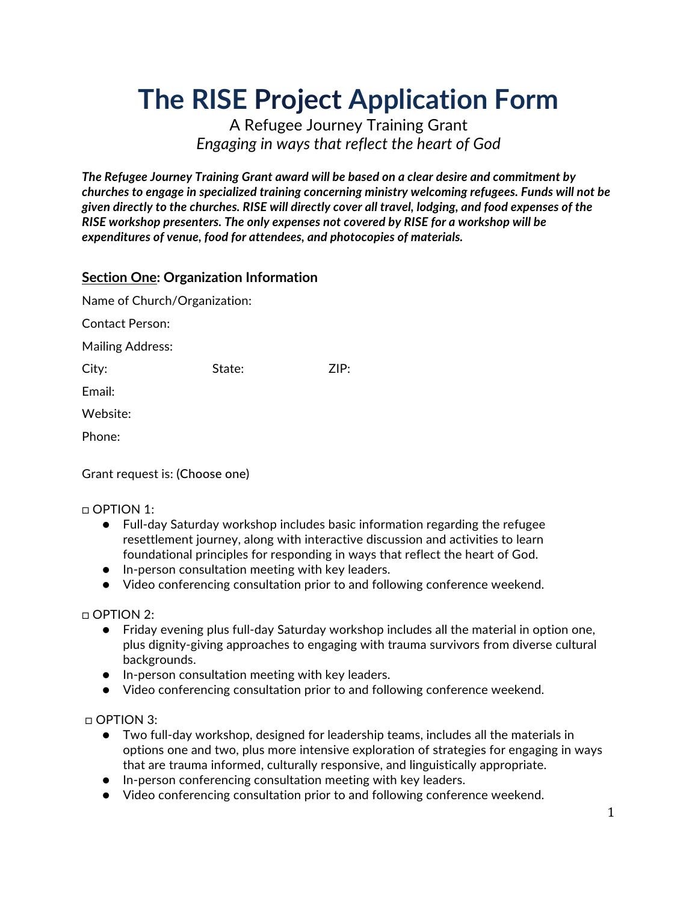# The RISE Project Application Form

A Refugee Journey Training Grant

*Engaging in ways that reflect the heart of God*

***The Refugee Journey Training Grant award will be based on a clear desire and commitment by churches to engage in specialized training concerning ministry welcoming refugees. Funds will not be given directly to the churches. RISE will directly cover all travel, lodging, and food expenses of the RISE workshop presenters. The only expenses not covered by RISE for a workshop will be expenditures of venue, food for attendees, and photocopies of materials.***

## Section One: Organization Information

Name of Church/Organization:

Contact Person:

Mailing Address:

City: State: ZIP:

Email:

Website:

Phone:

Grant request is: (Choose one)

□ OPTION 1:

- Full-day Saturday workshop includes basic information regarding the refugee resettlement journey, along with interactive discussion and activities to learn foundational principles for responding in ways that reflect the heart of God.
- In-person consultation meeting with key leaders.
- Video conferencing consultation prior to and following conference weekend.

□ OPTION 2:

- Friday evening plus full-day Saturday workshop includes all the material in option one, plus dignity-giving approaches to engaging with trauma survivors from diverse cultural backgrounds.
- In-person consultation meeting with key leaders.
- Video conferencing consultation prior to and following conference weekend.

□ OPTION 3:

- Two full-day workshop, designed for leadership teams, includes all the materials in options one and two, plus more intensive exploration of strategies for engaging in ways that are trauma informed, culturally responsive, and linguistically appropriate.
- In-person conferencing consultation meeting with key leaders.
- Video conferencing consultation prior to and following conference weekend.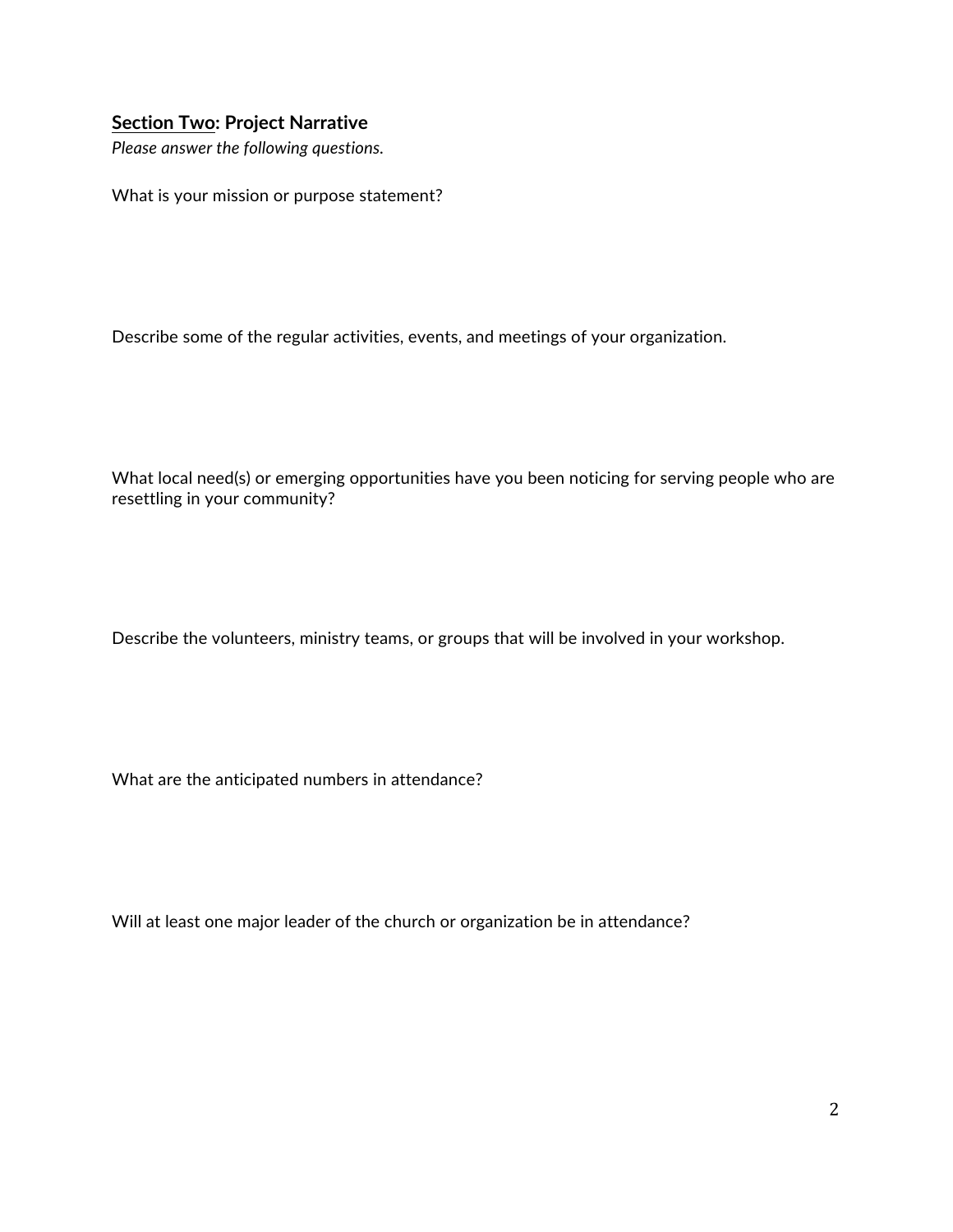## <u>Section Two</u>: Project Narrative

*Please answer the following questions.*

What is your mission or purpose statement?

Describe some of the regular activities, events, and meetings of your organization.

What local need(s) or emerging opportunities have you been noticing for serving people who are resettling in your community?

Describe the volunteers, ministry teams, or groups that will be involved in your workshop.

What are the anticipated numbers in attendance?

Will at least one major leader of the church or organization be in attendance?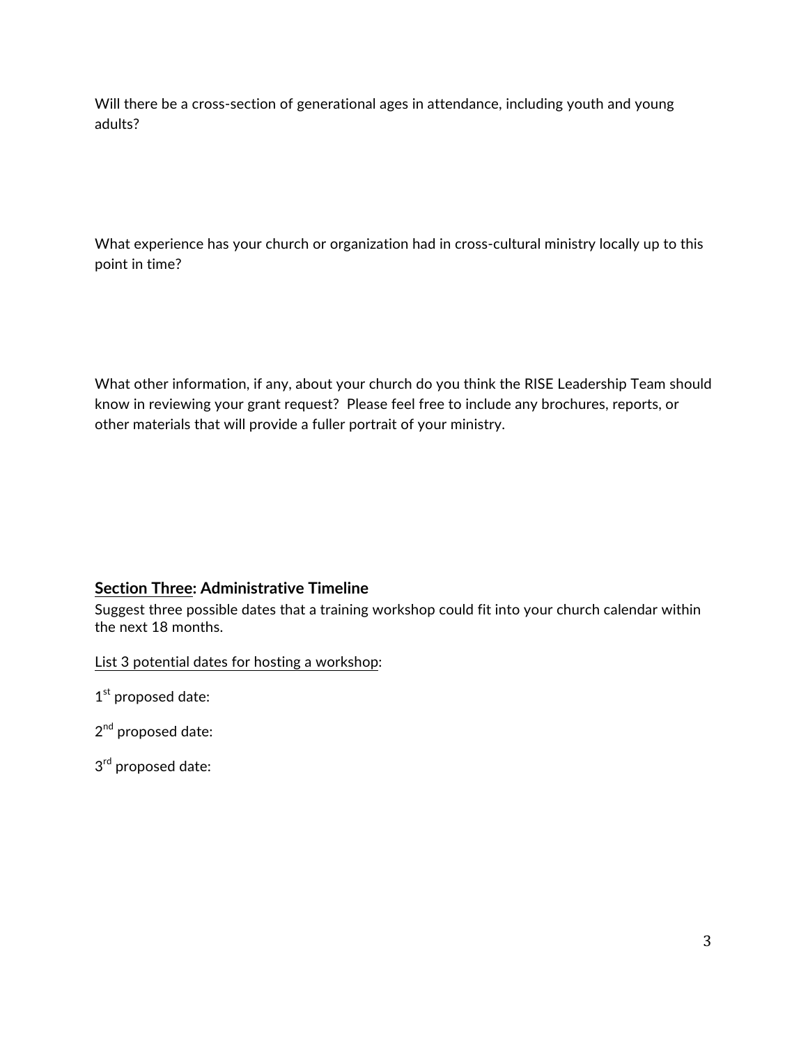Will there be a cross-section of generational ages in attendance, including youth and young adults?

What experience has your church or organization had in cross-cultural ministry locally up to this point in time?

What other information, if any, about your church do you think the RISE Leadership Team should know in reviewing your grant request?  Please feel free to include any brochures, reports, or other materials that will provide a fuller portrait of your ministry.

## <u>Section Three</u>: Administrative Timeline

Suggest three possible dates that a training workshop could fit into your church calendar within the next 18 months.

<u>List 3 potential dates for hosting a workshop</u>:

1st proposed date:

2nd proposed date:

3rd proposed date: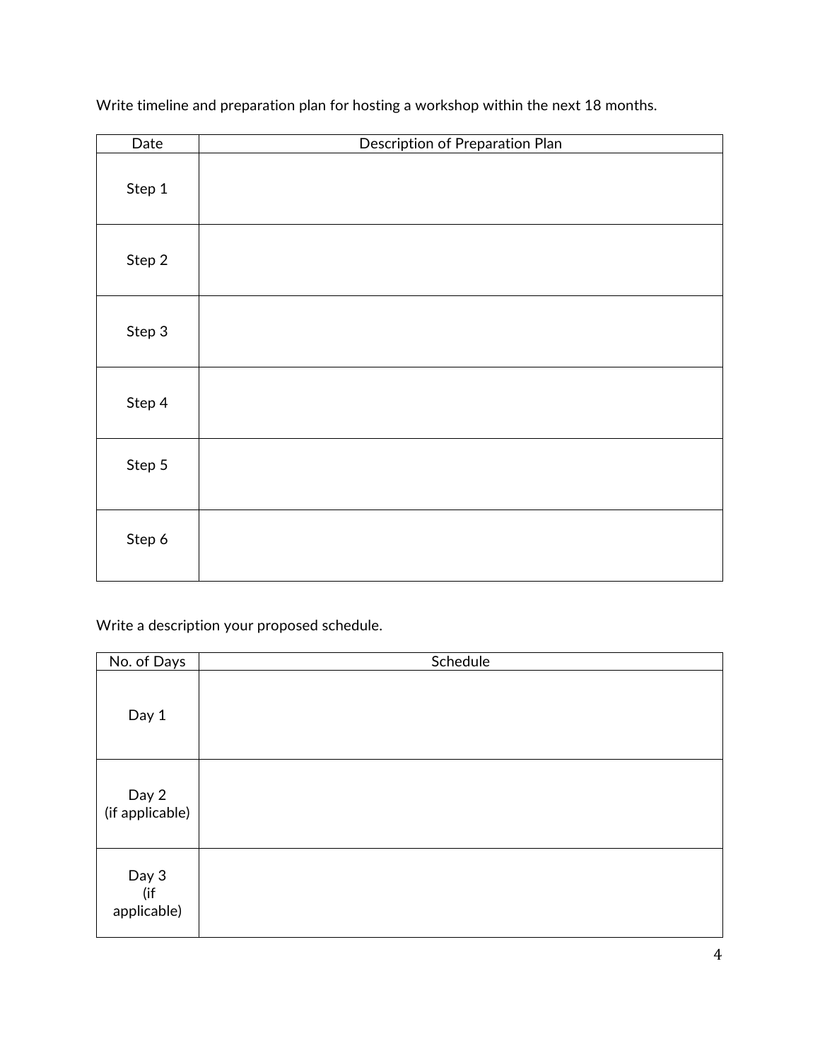Write timeline and preparation plan for hosting a workshop within the next 18 months.

| Date | Description of Preparation Plan |
| --- | --- |
| Step 1 | |
| Step 2 | |
| Step 3 | |
| Step 4 | |
| Step 5 | |
| Step 6 | |

Write a description your proposed schedule.

| No. of Days | Schedule |
| --- | --- |
| Day 1 | |
| Day 2 (if applicable) | |
| Day 3 (if applicable) | |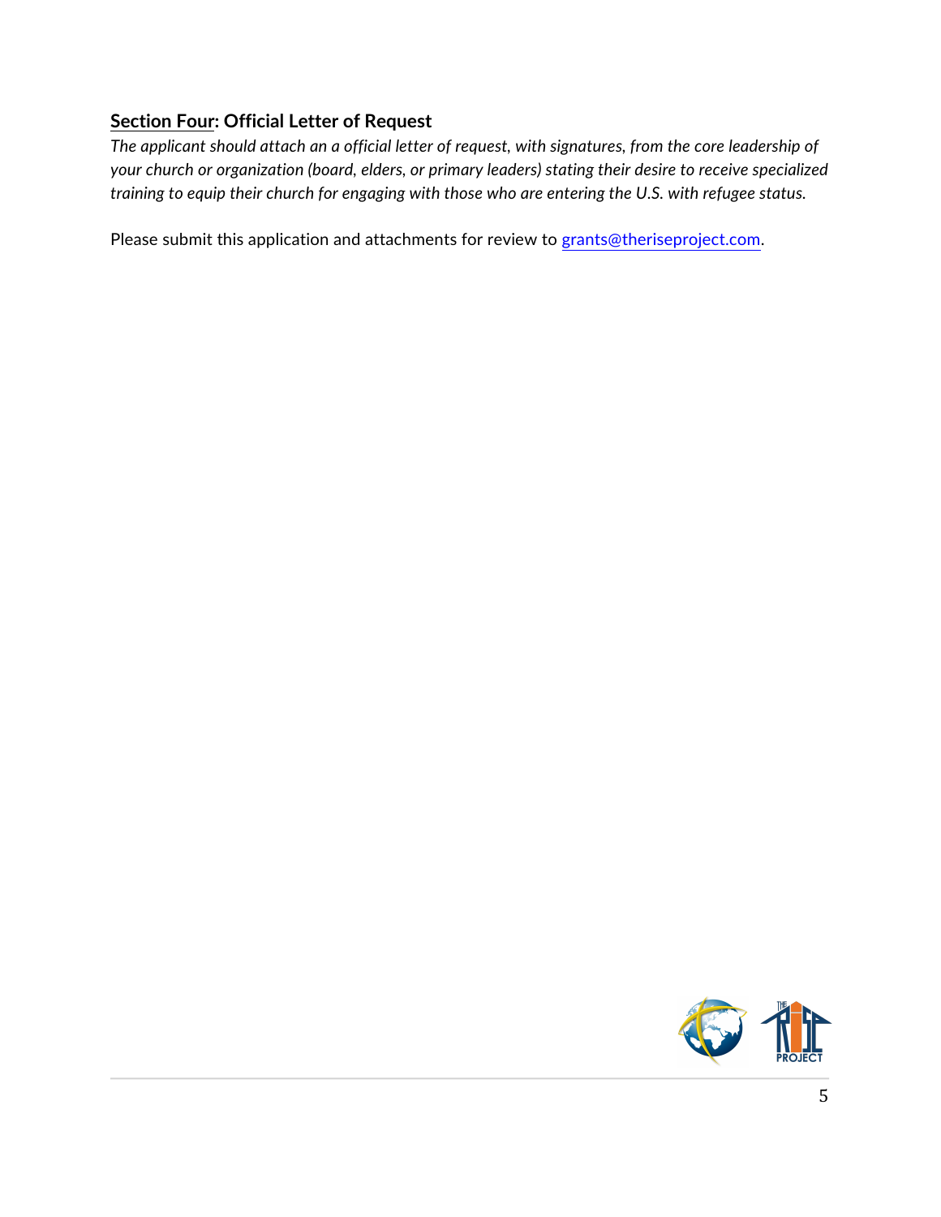**<u>Section Four</u>: Official Letter of Request**

*The applicant should attach an a official letter of request, with signatures, from the core leadership of your church or organization (board, elders, or primary leaders) stating their desire to receive specialized training to equip their church for engaging with those who are entering the U.S. with refugee status.*

Please submit this application and attachments for review to grants@theriseproject.com.